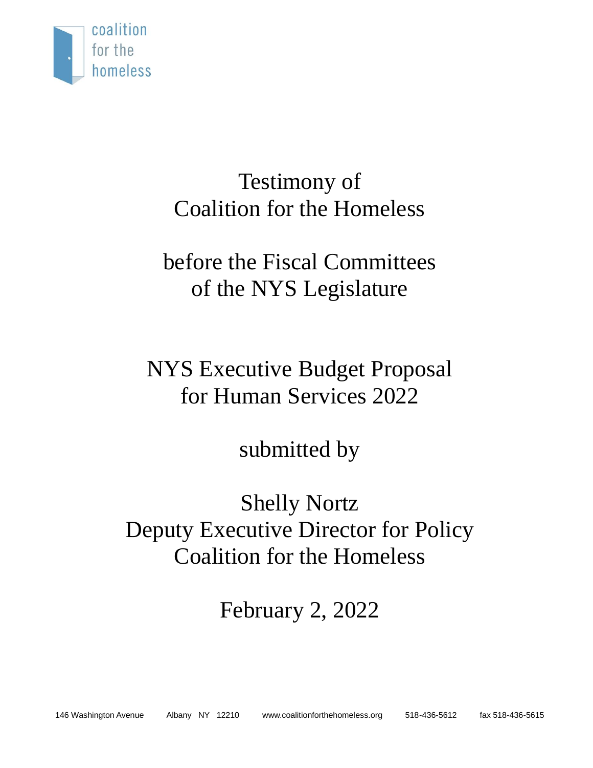coalition
for the
homeless

# Testimony of
# Coalition for the Homeless

## before the Fiscal Committees
## of the NYS Legislature

## NYS Executive Budget Proposal
## for Human Services 2022

submitted by

Shelly Nortz
Deputy Executive Director for Policy
Coalition for the Homeless

February 2, 2022

146 Washington Avenue Albany NY 12210 www.coalitionforthehomeless.org 518-436-5612 fax 518-436-5615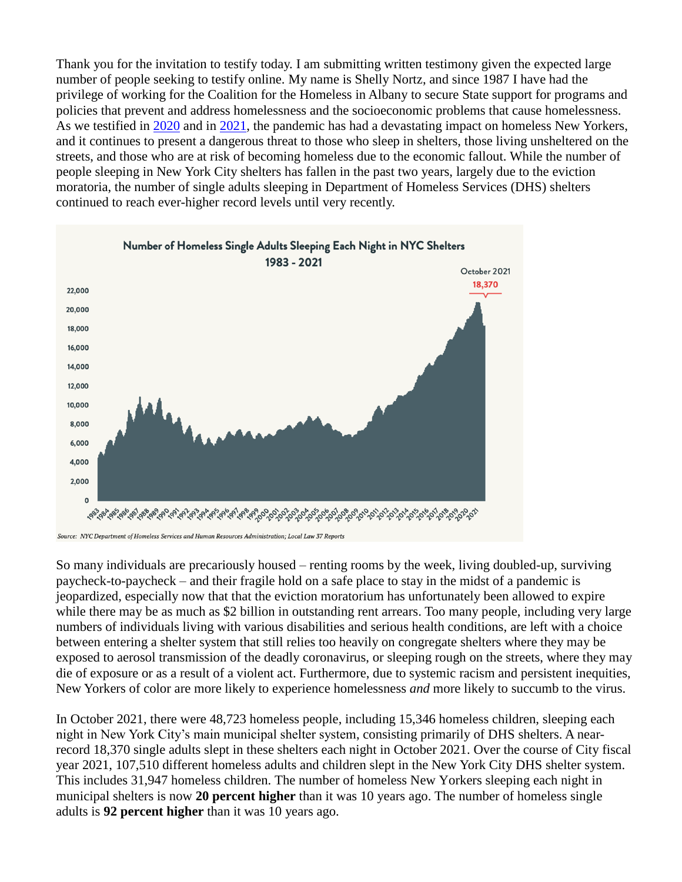Thank you for the invitation to testify today. I am submitting written testimony given the expected large number of people seeking to testify online. My name is Shelly Nortz, and since 1987 I have had the privilege of working for the Coalition for the Homeless in Albany to secure State support for programs and policies that prevent and address homelessness and the socioeconomic problems that cause homelessness. As we testified in 2020 and in 2021, the pandemic has had a devastating impact on homeless New Yorkers, and it continues to present a dangerous threat to those who sleep in shelters, those living unsheltered on the streets, and those who are at risk of becoming homeless due to the economic fallout. While the number of people sleeping in New York City shelters has fallen in the past two years, largely due to the eviction moratoria, the number of single adults sleeping in Department of Homeless Services (DHS) shelters continued to reach ever-higher record levels until very recently.

Number of Homeless Single Adults Sleeping Each Night in NYC Shelters 1983 - 2021

October 2021: 18,370

Source: NYC Department of Homeless Services and Human Resources Administration; Local Law 37 Reports

So many individuals are precariously housed – renting rooms by the week, living doubled-up, surviving paycheck-to-paycheck – and their fragile hold on a safe place to stay in the midst of a pandemic is jeopardized, especially now that that the eviction moratorium has unfortunately been allowed to expire while there may be as much as $2 billion in outstanding rent arrears. Too many people, including very large numbers of individuals living with various disabilities and serious health conditions, are left with a choice between entering a shelter system that still relies too heavily on congregate shelters where they may be exposed to aerosol transmission of the deadly coronavirus, or sleeping rough on the streets, where they may die of exposure or as a result of a violent act. Furthermore, due to systemic racism and persistent inequities, New Yorkers of color are more likely to experience homelessness *and* more likely to succumb to the virus.

In October 2021, there were 48,723 homeless people, including 15,346 homeless children, sleeping each night in New York City's main municipal shelter system, consisting primarily of DHS shelters. A near-record 18,370 single adults slept in these shelters each night in October 2021. Over the course of City fiscal year 2021, 107,510 different homeless adults and children slept in the New York City DHS shelter system. This includes 31,947 homeless children. The number of homeless New Yorkers sleeping each night in municipal shelters is now **20 percent higher** than it was 10 years ago. The number of homeless single adults is **92 percent higher** than it was 10 years ago.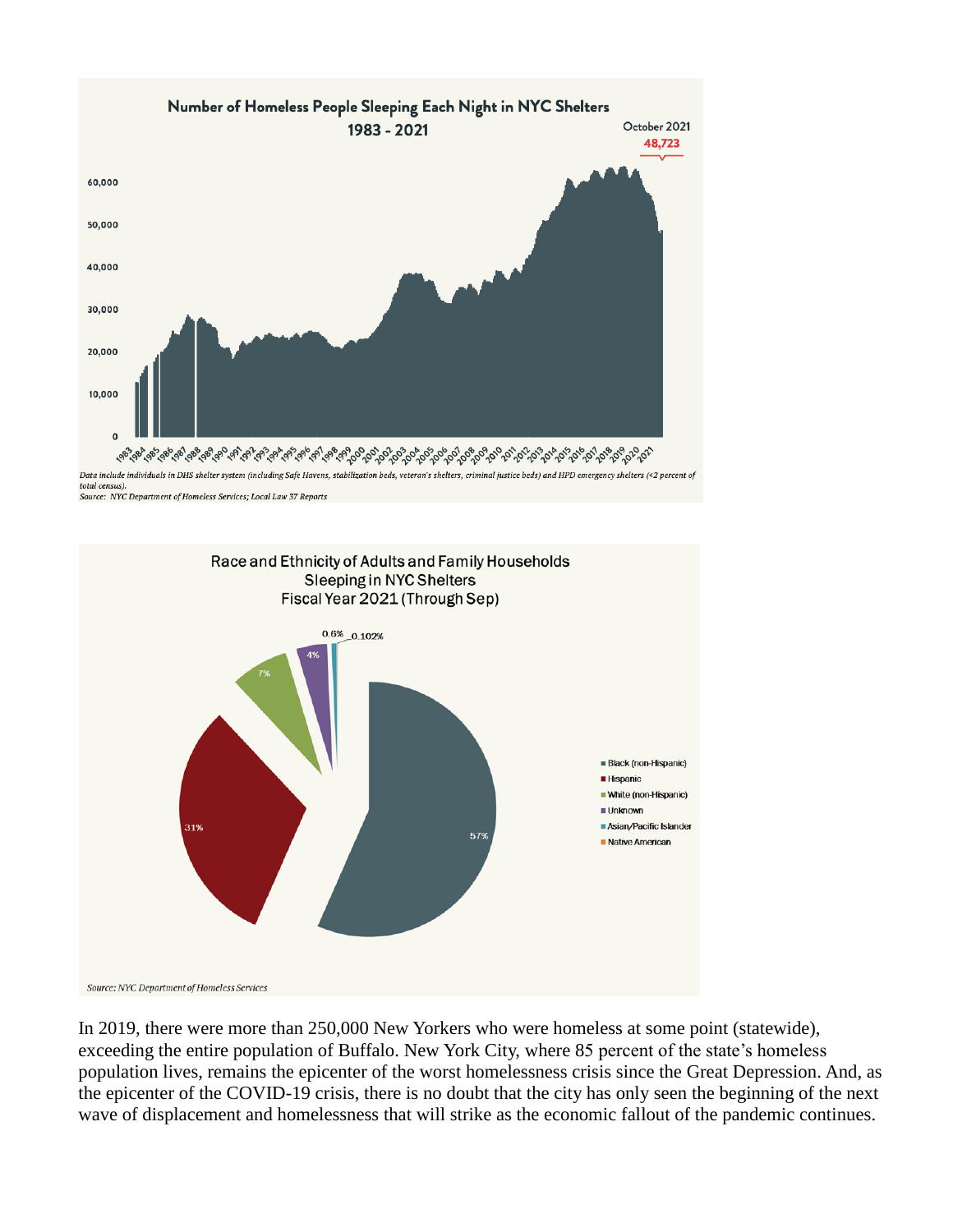**Number of Homeless People Sleeping Each Night in NYC Shelters 1983 - 2021**

October 2021: **48,723**

*Data include individuals in DHS shelter system (including Safe Havens, stabilization beds, veteran's shelters, criminal justice beds) and HPD emergency shelters (<2 percent of total census).*
*Source: NYC Department of Homeless Services; Local Law 37 Reports*

**Race and Ethnicity of Adults and Family Households Sleeping in NYC Shelters Fiscal Year 2021 (Through Sep)**

| Race/Ethnicity | Percent |
|---|---|
| Black (non-Hispanic) | 57% |
| Hispanic | 31% |
| White (non-Hispanic) | 7% |
| Unknown | 4% |
| Asian/Pacific Islander | 0.6% |
| Native American | 0.102% |

*Source: NYC Department of Homeless Services*

In 2019, there were more than 250,000 New Yorkers who were homeless at some point (statewide), exceeding the entire population of Buffalo. New York City, where 85 percent of the state's homeless population lives, remains the epicenter of the worst homelessness crisis since the Great Depression. And, as the epicenter of the COVID-19 crisis, there is no doubt that the city has only seen the beginning of the next wave of displacement and homelessness that will strike as the economic fallout of the pandemic continues.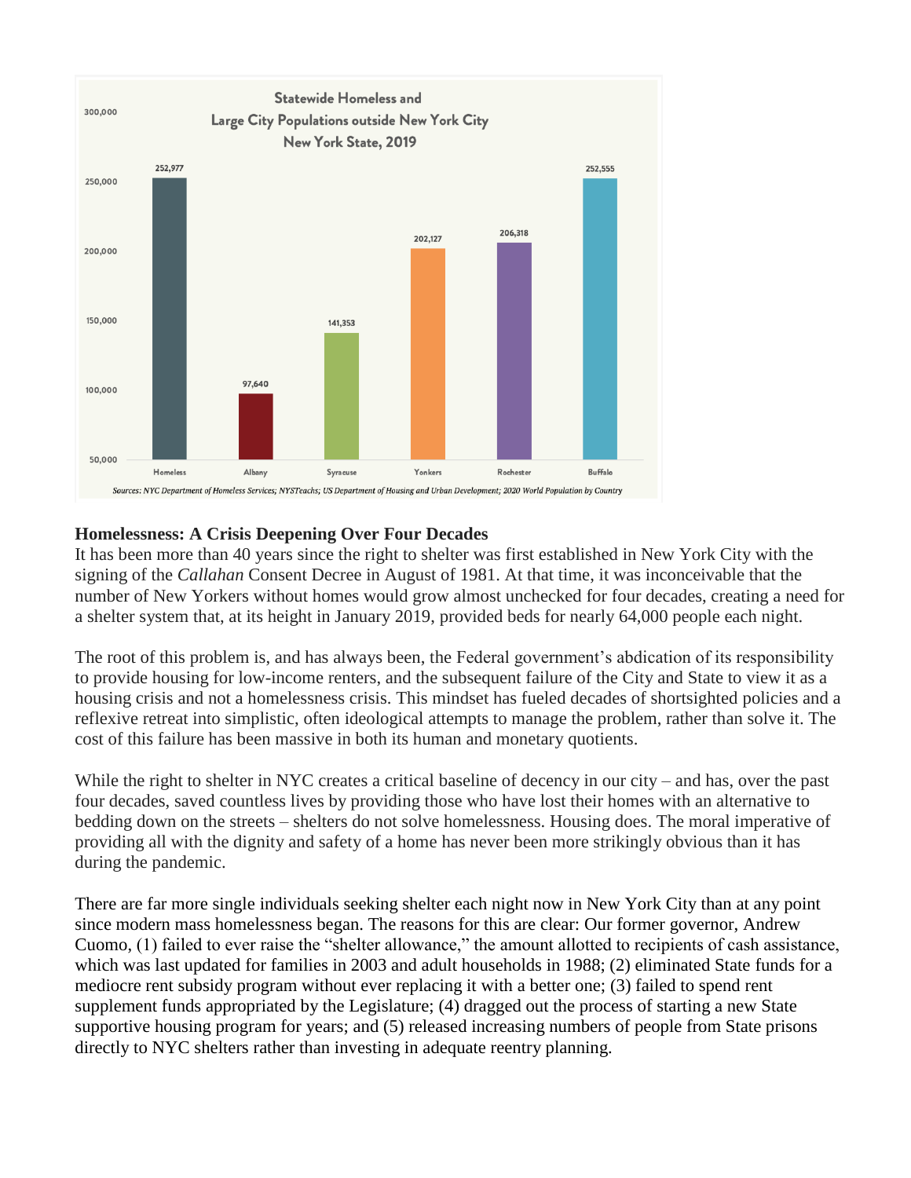**Statewide Homeless and Large City Populations outside New York City New York State, 2019**

| Category | Population |
|---|---|
| Homeless | 252,977 |
| Albany | 97,640 |
| Syracuse | 141,353 |
| Yonkers | 202,127 |
| Rochester | 206,318 |
| Buffalo | 252,555 |

*Sources: NYC Department of Homeless Services; NYSTeachs; US Department of Housing and Urban Development; 2020 World Population by Country*

## Homelessness: A Crisis Deepening Over Four Decades

It has been more than 40 years since the right to shelter was first established in New York City with the signing of the *Callahan* Consent Decree in August of 1981. At that time, it was inconceivable that the number of New Yorkers without homes would grow almost unchecked for four decades, creating a need for a shelter system that, at its height in January 2019, provided beds for nearly 64,000 people each night.

The root of this problem is, and has always been, the Federal government's abdication of its responsibility to provide housing for low-income renters, and the subsequent failure of the City and State to view it as a housing crisis and not a homelessness crisis. This mindset has fueled decades of shortsighted policies and a reflexive retreat into simplistic, often ideological attempts to manage the problem, rather than solve it. The cost of this failure has been massive in both its human and monetary quotients.

While the right to shelter in NYC creates a critical baseline of decency in our city – and has, over the past four decades, saved countless lives by providing those who have lost their homes with an alternative to bedding down on the streets – shelters do not solve homelessness. Housing does. The moral imperative of providing all with the dignity and safety of a home has never been more strikingly obvious than it has during the pandemic.

There are far more single individuals seeking shelter each night now in New York City than at any point since modern mass homelessness began. The reasons for this are clear: Our former governor, Andrew Cuomo, (1) failed to ever raise the "shelter allowance," the amount allotted to recipients of cash assistance, which was last updated for families in 2003 and adult households in 1988; (2) eliminated State funds for a mediocre rent subsidy program without ever replacing it with a better one; (3) failed to spend rent supplement funds appropriated by the Legislature; (4) dragged out the process of starting a new State supportive housing program for years; and (5) released increasing numbers of people from State prisons directly to NYC shelters rather than investing in adequate reentry planning.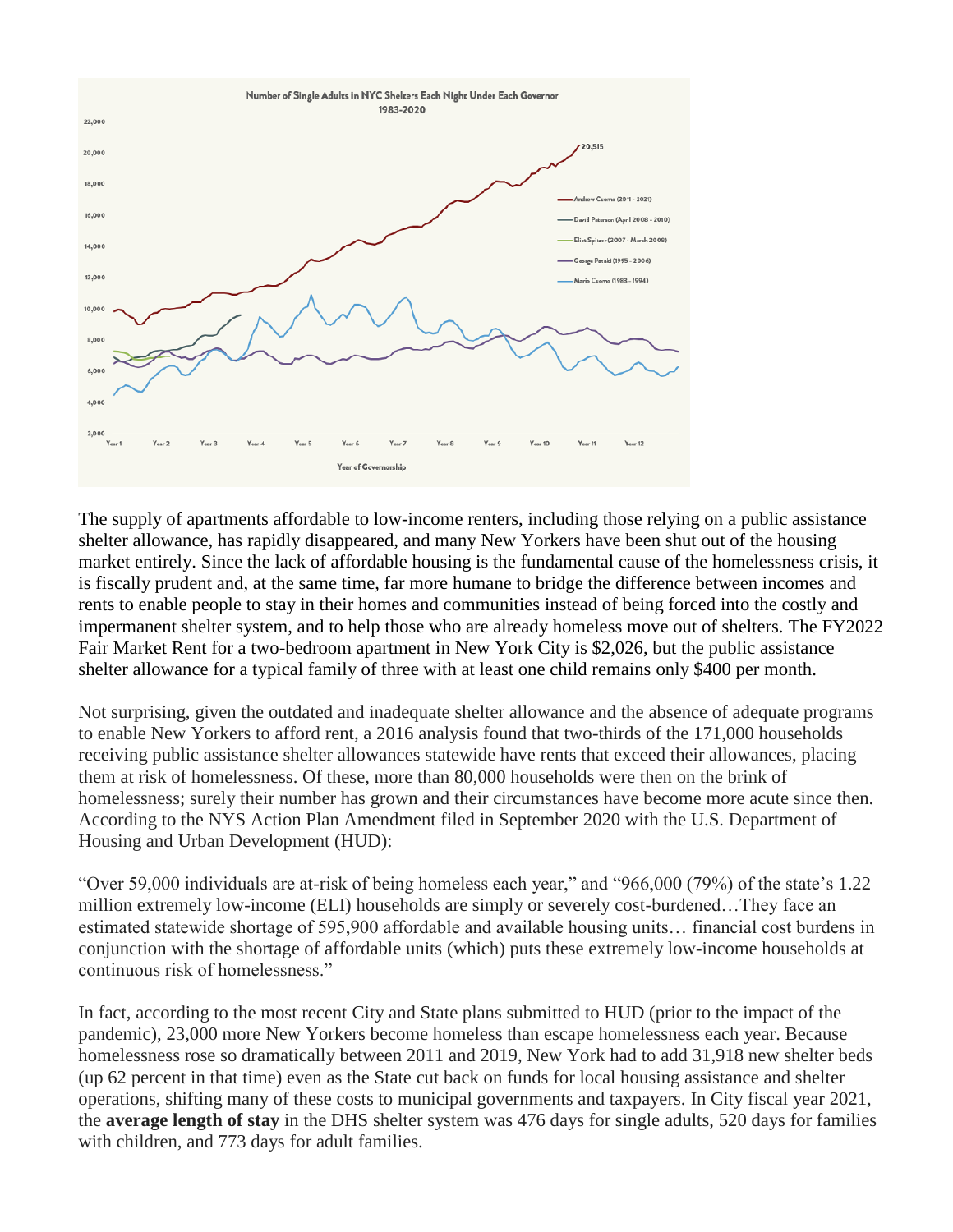The supply of apartments affordable to low-income renters, including those relying on a public assistance shelter allowance, has rapidly disappeared, and many New Yorkers have been shut out of the housing market entirely. Since the lack of affordable housing is the fundamental cause of the homelessness crisis, it is fiscally prudent and, at the same time, far more humane to bridge the difference between incomes and rents to enable people to stay in their homes and communities instead of being forced into the costly and impermanent shelter system, and to help those who are already homeless move out of shelters. The FY2022 Fair Market Rent for a two-bedroom apartment in New York City is $2,026, but the public assistance shelter allowance for a typical family of three with at least one child remains only $400 per month.

Not surprising, given the outdated and inadequate shelter allowance and the absence of adequate programs to enable New Yorkers to afford rent, a 2016 analysis found that two-thirds of the 171,000 households receiving public assistance shelter allowances statewide have rents that exceed their allowances, placing them at risk of homelessness. Of these, more than 80,000 households were then on the brink of homelessness; surely their number has grown and their circumstances have become more acute since then. According to the NYS Action Plan Amendment filed in September 2020 with the U.S. Department of Housing and Urban Development (HUD):

"Over 59,000 individuals are at-risk of being homeless each year," and "966,000 (79%) of the state's 1.22 million extremely low-income (ELI) households are simply or severely cost-burdened…They face an estimated statewide shortage of 595,900 affordable and available housing units… financial cost burdens in conjunction with the shortage of affordable units (which) puts these extremely low-income households at continuous risk of homelessness."

In fact, according to the most recent City and State plans submitted to HUD (prior to the impact of the pandemic), 23,000 more New Yorkers become homeless than escape homelessness each year. Because homelessness rose so dramatically between 2011 and 2019, New York had to add 31,918 new shelter beds (up 62 percent in that time) even as the State cut back on funds for local housing assistance and shelter operations, shifting many of these costs to municipal governments and taxpayers. In City fiscal year 2021, the **average length of stay** in the DHS shelter system was 476 days for single adults, 520 days for families with children, and 773 days for adult families.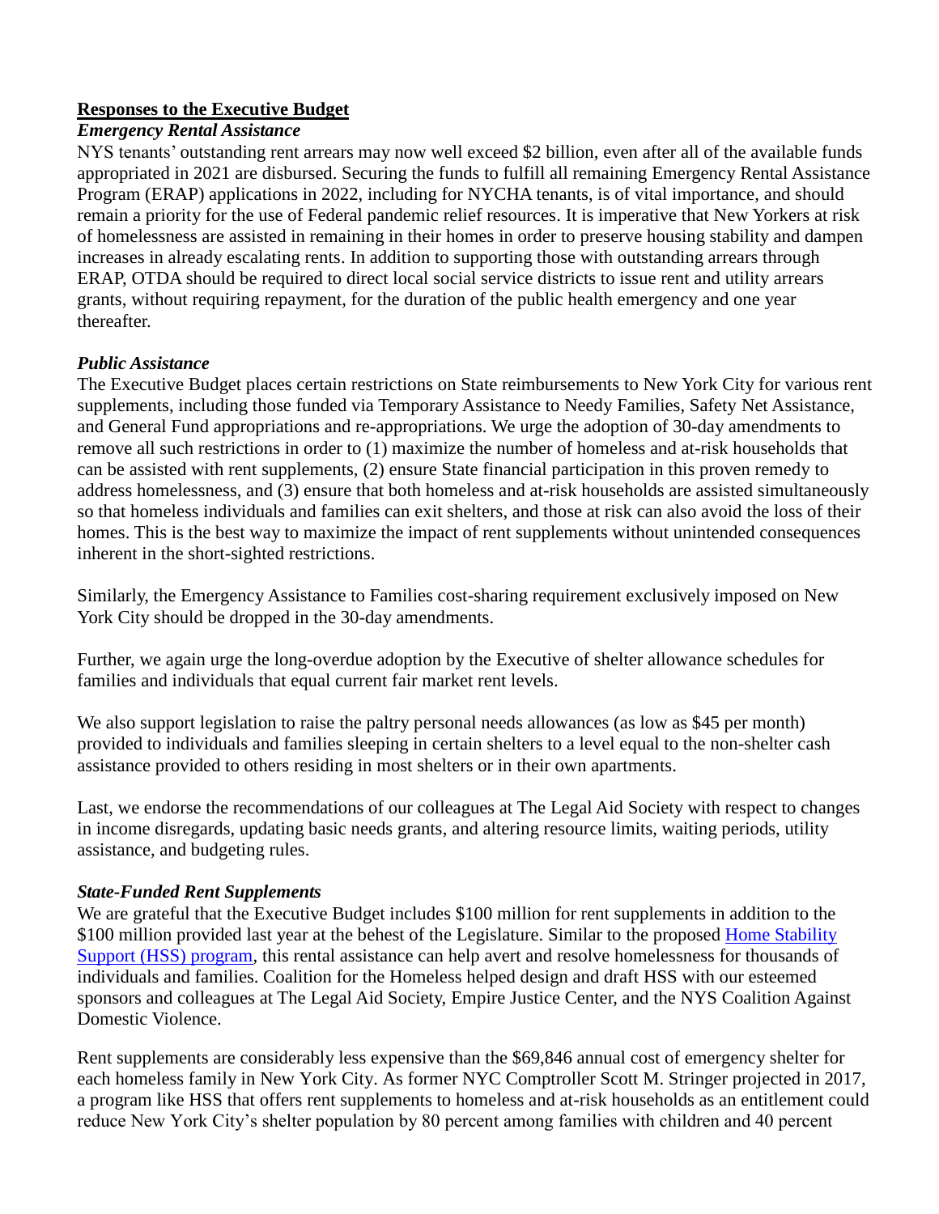## **Responses to the Executive Budget**

### ***Emergency Rental Assistance***

NYS tenants' outstanding rent arrears may now well exceed $2 billion, even after all of the available funds appropriated in 2021 are disbursed. Securing the funds to fulfill all remaining Emergency Rental Assistance Program (ERAP) applications in 2022, including for NYCHA tenants, is of vital importance, and should remain a priority for the use of Federal pandemic relief resources. It is imperative that New Yorkers at risk of homelessness are assisted in remaining in their homes in order to preserve housing stability and dampen increases in already escalating rents. In addition to supporting those with outstanding arrears through ERAP, OTDA should be required to direct local social service districts to issue rent and utility arrears grants, without requiring repayment, for the duration of the public health emergency and one year thereafter.

### ***Public Assistance***

The Executive Budget places certain restrictions on State reimbursements to New York City for various rent supplements, including those funded via Temporary Assistance to Needy Families, Safety Net Assistance, and General Fund appropriations and re-appropriations. We urge the adoption of 30-day amendments to remove all such restrictions in order to (1) maximize the number of homeless and at-risk households that can be assisted with rent supplements, (2) ensure State financial participation in this proven remedy to address homelessness, and (3) ensure that both homeless and at-risk households are assisted simultaneously so that homeless individuals and families can exit shelters, and those at risk can also avoid the loss of their homes. This is the best way to maximize the impact of rent supplements without unintended consequences inherent in the short-sighted restrictions.

Similarly, the Emergency Assistance to Families cost-sharing requirement exclusively imposed on New York City should be dropped in the 30-day amendments.

Further, we again urge the long-overdue adoption by the Executive of shelter allowance schedules for families and individuals that equal current fair market rent levels.

We also support legislation to raise the paltry personal needs allowances (as low as $45 per month) provided to individuals and families sleeping in certain shelters to a level equal to the non-shelter cash assistance provided to others residing in most shelters or in their own apartments.

Last, we endorse the recommendations of our colleagues at The Legal Aid Society with respect to changes in income disregards, updating basic needs grants, and altering resource limits, waiting periods, utility assistance, and budgeting rules.

### ***State-Funded Rent Supplements***

We are grateful that the Executive Budget includes $100 million for rent supplements in addition to the $100 million provided last year at the behest of the Legislature. Similar to the proposed Home Stability Support (HSS) program, this rental assistance can help avert and resolve homelessness for thousands of individuals and families. Coalition for the Homeless helped design and draft HSS with our esteemed sponsors and colleagues at The Legal Aid Society, Empire Justice Center, and the NYS Coalition Against Domestic Violence.

Rent supplements are considerably less expensive than the $69,846 annual cost of emergency shelter for each homeless family in New York City. As former NYC Comptroller Scott M. Stringer projected in 2017, a program like HSS that offers rent supplements to homeless and at-risk households as an entitlement could reduce New York City's shelter population by 80 percent among families with children and 40 percent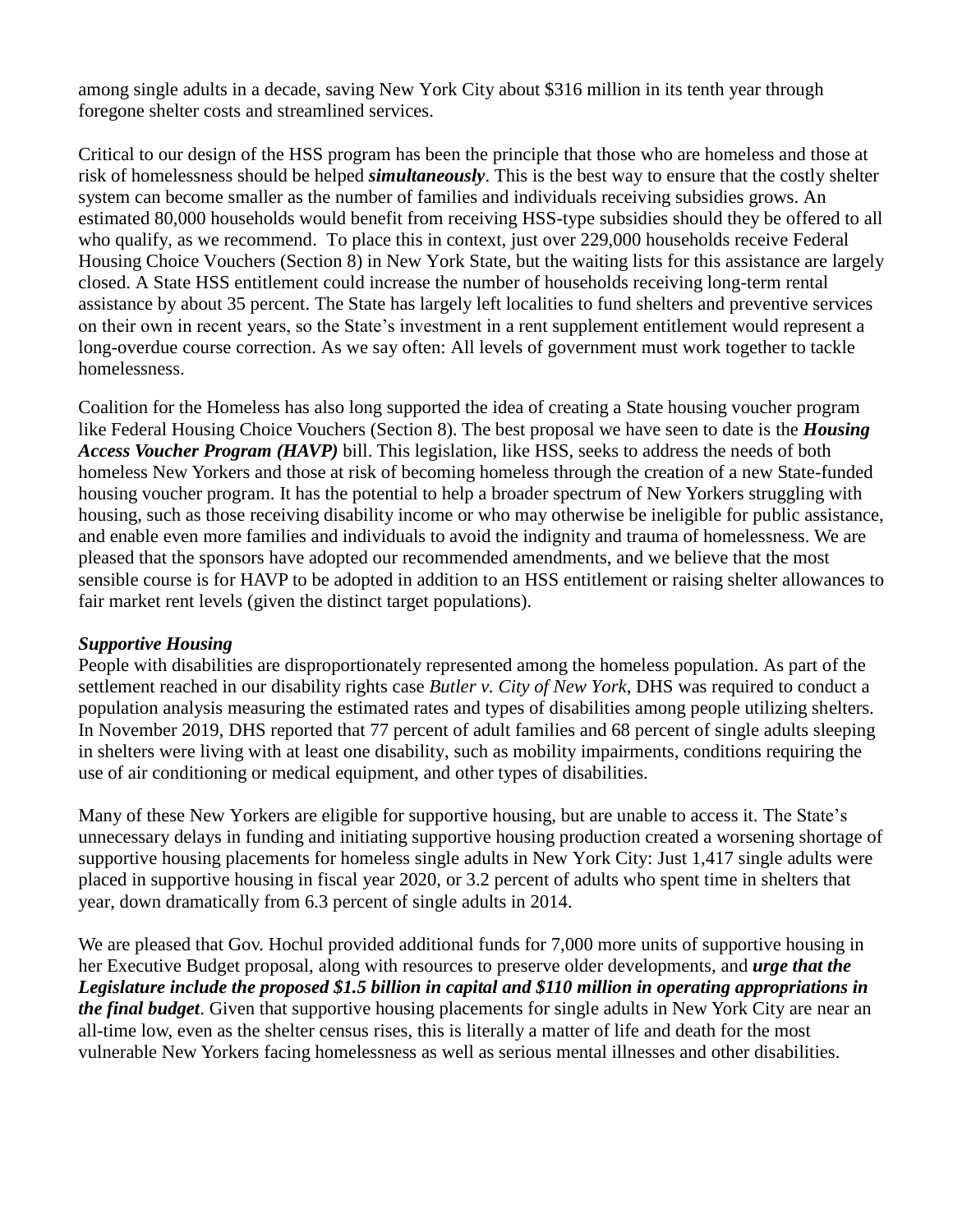among single adults in a decade, saving New York City about $316 million in its tenth year through foregone shelter costs and streamlined services.

Critical to our design of the HSS program has been the principle that those who are homeless and those at risk of homelessness should be helped ***simultaneously***. This is the best way to ensure that the costly shelter system can become smaller as the number of families and individuals receiving subsidies grows. An estimated 80,000 households would benefit from receiving HSS-type subsidies should they be offered to all who qualify, as we recommend. To place this in context, just over 229,000 households receive Federal Housing Choice Vouchers (Section 8) in New York State, but the waiting lists for this assistance are largely closed. A State HSS entitlement could increase the number of households receiving long-term rental assistance by about 35 percent. The State has largely left localities to fund shelters and preventive services on their own in recent years, so the State's investment in a rent supplement entitlement would represent a long-overdue course correction. As we say often: All levels of government must work together to tackle homelessness.

Coalition for the Homeless has also long supported the idea of creating a State housing voucher program like Federal Housing Choice Vouchers (Section 8). The best proposal we have seen to date is the ***Housing Access Voucher Program (HAVP)*** bill. This legislation, like HSS, seeks to address the needs of both homeless New Yorkers and those at risk of becoming homeless through the creation of a new State-funded housing voucher program. It has the potential to help a broader spectrum of New Yorkers struggling with housing, such as those receiving disability income or who may otherwise be ineligible for public assistance, and enable even more families and individuals to avoid the indignity and trauma of homelessness. We are pleased that the sponsors have adopted our recommended amendments, and we believe that the most sensible course is for HAVP to be adopted in addition to an HSS entitlement or raising shelter allowances to fair market rent levels (given the distinct target populations).

***Supportive Housing***

People with disabilities are disproportionately represented among the homeless population. As part of the settlement reached in our disability rights case *Butler v. City of New York*, DHS was required to conduct a population analysis measuring the estimated rates and types of disabilities among people utilizing shelters. In November 2019, DHS reported that 77 percent of adult families and 68 percent of single adults sleeping in shelters were living with at least one disability, such as mobility impairments, conditions requiring the use of air conditioning or medical equipment, and other types of disabilities.

Many of these New Yorkers are eligible for supportive housing, but are unable to access it. The State's unnecessary delays in funding and initiating supportive housing production created a worsening shortage of supportive housing placements for homeless single adults in New York City: Just 1,417 single adults were placed in supportive housing in fiscal year 2020, or 3.2 percent of adults who spent time in shelters that year, down dramatically from 6.3 percent of single adults in 2014.

We are pleased that Gov. Hochul provided additional funds for 7,000 more units of supportive housing in her Executive Budget proposal, along with resources to preserve older developments, and ***urge that the Legislature include the proposed $1.5 billion in capital and $110 million in operating appropriations in the final budget***. Given that supportive housing placements for single adults in New York City are near an all-time low, even as the shelter census rises, this is literally a matter of life and death for the most vulnerable New Yorkers facing homelessness as well as serious mental illnesses and other disabilities.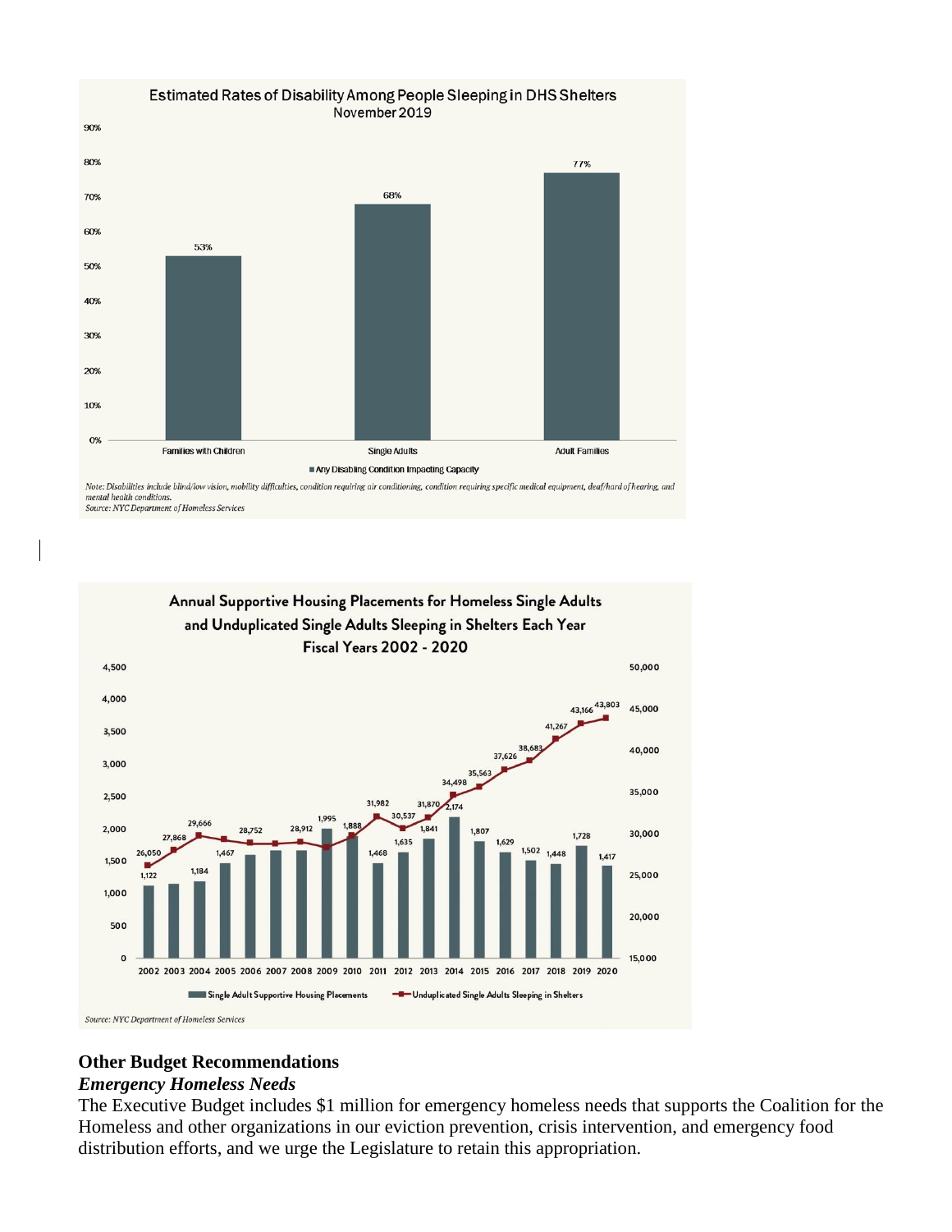**Estimated Rates of Disability Among People Sleeping in DHS Shelters**
November 2019

| | Any Disabling Condition Impacting Capacity |
|---|---|
| Families with Children | 53% |
| Single Adults | 68% |
| Adult Families | 77% |

*Note: Disabilities include blind/low vision, mobility difficulties, condition requiring air conditioning, condition requiring specific medical equipment, deaf/hard of hearing, and mental health conditions.*
*Source: NYC Department of Homeless Services*

**Annual Supportive Housing Placements for Homeless Single Adults and Unduplicated Single Adults Sleeping in Shelters Each Year**
**Fiscal Years 2002 - 2020**

| Fiscal Year | Single Adult Supportive Housing Placements | Unduplicated Single Adults Sleeping in Shelters |
|---|---|---|
| 2002 | 1,122 | 26,050 |
| 2003 | | 27,868 |
| 2004 | 1,184 | 29,666 |
| 2005 | 1,467 | |
| 2006 | | 28,752 |
| 2007 | | |
| 2008 | | 28,912 |
| 2009 | 1,995 | |
| 2010 | 1,888 | |
| 2011 | 1,468 | 31,982 |
| 2012 | 1,635 | 30,537 |
| 2013 | 1,841 | 31,870 |
| 2014 | 2,174 | 34,498 |
| 2015 | 1,807 | 35,563 |
| 2016 | 1,629 | 37,626 |
| 2017 | 1,502 | 38,683 |
| 2018 | 1,448 | 41,267 |
| 2019 | 1,728 | 43,166 |
| 2020 | 1,417 | 43,803 |

*Source: NYC Department of Homeless Services*

## Other Budget Recommendations

### *Emergency Homeless Needs*

The Executive Budget includes $1 million for emergency homeless needs that supports the Coalition for the Homeless and other organizations in our eviction prevention, crisis intervention, and emergency food distribution efforts, and we urge the Legislature to retain this appropriation.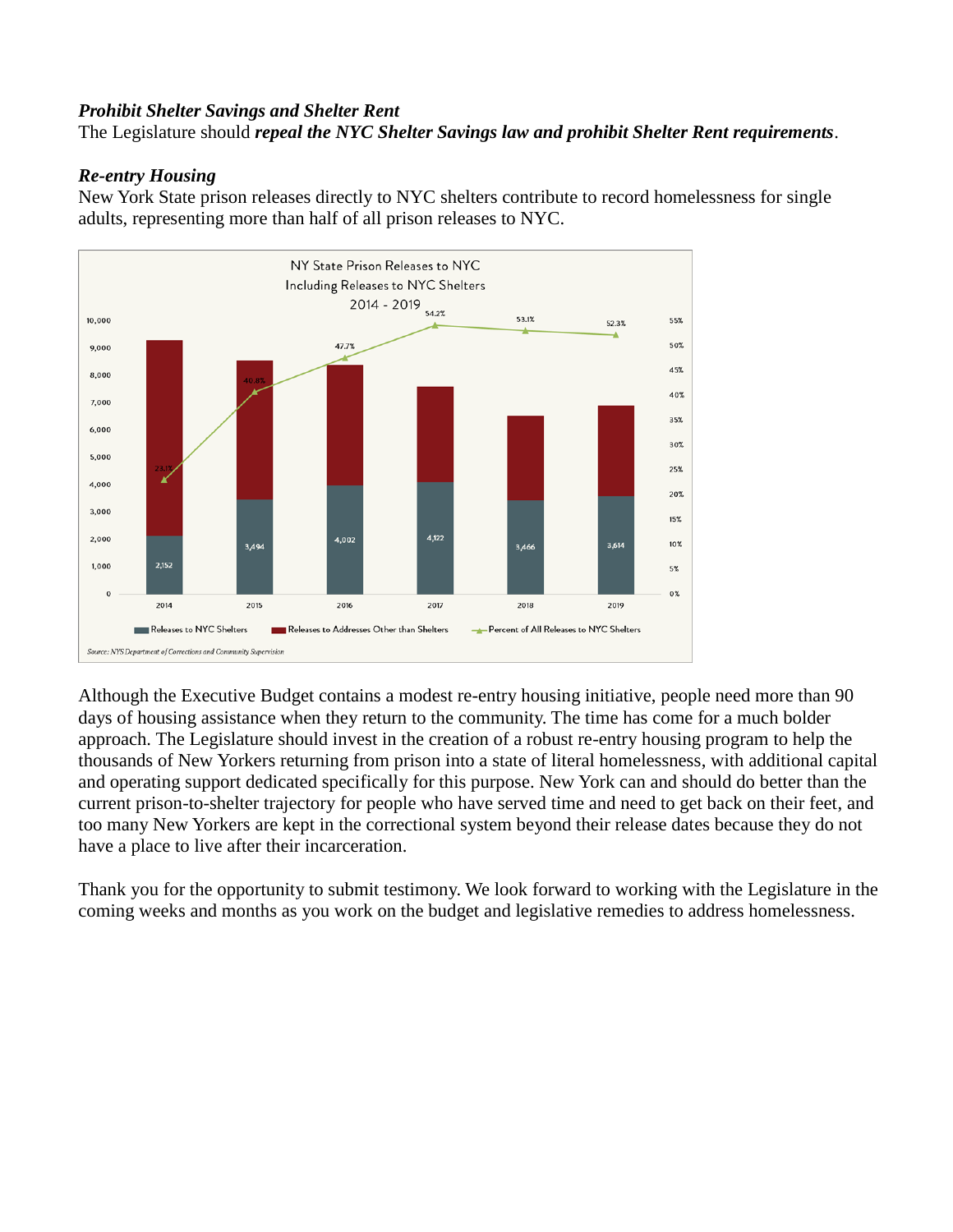### *Prohibit Shelter Savings and Shelter Rent*

The Legislature should ***repeal the NYC Shelter Savings law and prohibit Shelter Rent requirements***.

### *Re-entry Housing*

New York State prison releases directly to NYC shelters contribute to record homelessness for single adults, representing more than half of all prison releases to NYC.

NY State Prison Releases to NYC
Including Releases to NYC Shelters
2014 - 2019

10,000
9,000
8,000
7,000
6,000
5,000
4,000
3,000
2,000
1,000
0

55%
50%
45%
40%
35%
30%
25%
20%
15%
10%
5%
0%

2014 2015 2016 2017 2018 2019

2,152
3,494
4,002
4,122
3,466
3,614

23.1%
40.8%
47.7%
54.2%
53.1%
52.3%

Releases to NYC Shelters
Releases to Addresses Other than Shelters
Percent of All Releases to NYC Shelters

Source: NYS Department of Corrections and Community Supervision

Although the Executive Budget contains a modest re-entry housing initiative, people need more than 90 days of housing assistance when they return to the community. The time has come for a much bolder approach. The Legislature should invest in the creation of a robust re-entry housing program to help the thousands of New Yorkers returning from prison into a state of literal homelessness, with additional capital and operating support dedicated specifically for this purpose. New York can and should do better than the current prison-to-shelter trajectory for people who have served time and need to get back on their feet, and too many New Yorkers are kept in the correctional system beyond their release dates because they do not have a place to live after their incarceration.

Thank you for the opportunity to submit testimony. We look forward to working with the Legislature in the coming weeks and months as you work on the budget and legislative remedies to address homelessness.